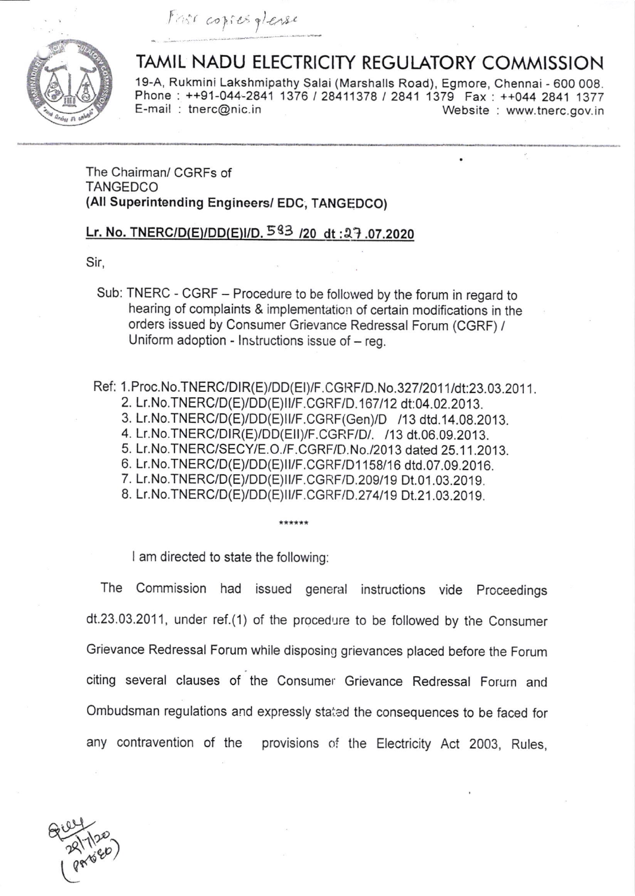First copies please

# TAMIL NADU ELECTRICITY REGULATORY COMMISSION

19-A, Rukmini Lakshmipathy Salai (Marshalls Road), Egmore, Chennai - 600 008.
Phone : ++91-044-2841 1376 / 28411378 / 2841 1379 Fax : ++044 2841 1377
E-mail : tnerc@nic.in Website : www.tnerc.gov.in

---

The Chairman/ CGRFs of
TANGEDCO
**(All Superintending Engineers/ EDC, TANGEDCO)**

**Lr. No. TNERC/D(E)/DD(E)I/D. 583 /20 dt : 27.07.2020**

Sir,

Sub: TNERC - CGRF – Procedure to be followed by the forum in regard to hearing of complaints & implementation of certain modifications in the orders issued by Consumer Grievance Redressal Forum (CGRF) / Uniform adoption - Instructions issue of – reg.

Ref: 1. Proc.No.TNERC/DIR(E)/DD(EI)/F.CGRF/D.No.327/2011/dt:23.03.2011.
2. Lr.No.TNERC/D(E)/DD(E)II/F.CGRF/D.167/12 dt:04.02.2013.
3. Lr.No.TNERC/D(E)/DD(E)II/F.CGRF(Gen)/D /13 dtd.14.08.2013.
4. Lr.No.TNERC/DIR(E)/DD(EII)/F.CGRF/D/. /13 dt.06.09.2013.
5. Lr.No.TNERC/SECY/E.O./F.CGRF/D.No./2013 dated 25.11.2013.
6. Lr.No.TNERC/D(E)/DD(E)II/F.CGRF/D1158/16 dtd.07.09.2016.
7. Lr.No.TNERC/D(E)/DD(E)II/F.CGRF/D.209/19 Dt.01.03.2019.
8. Lr.No.TNERC/D(E)/DD(E)II/F.CGRF/D.274/19 Dt.21.03.2019.

******

I am directed to state the following:

The Commission had issued general instructions vide Proceedings dt.23.03.2011, under ref.(1) of the procedure to be followed by the Consumer Grievance Redressal Forum while disposing grievances placed before the Forum citing several clauses of the Consumer Grievance Redressal Forum and Ombudsman regulations and expressly stated the consequences to be faced for any contravention of the provisions of the Electricity Act 2003, Rules,

29/7/20
(PA to EO)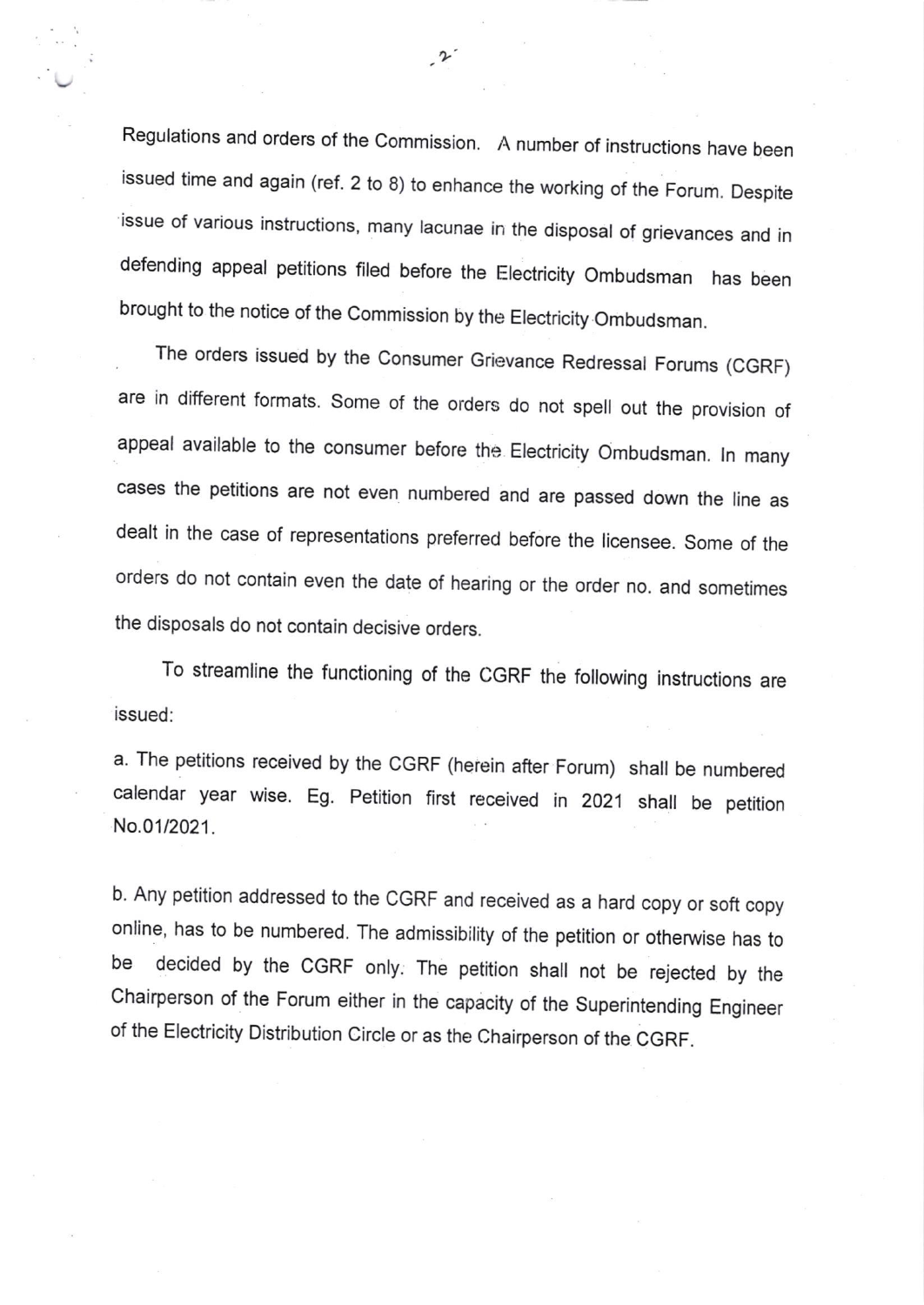Regulations and orders of the Commission. A number of instructions have been issued time and again (ref. 2 to 8) to enhance the working of the Forum. Despite issue of various instructions, many lacunae in the disposal of grievances and in defending appeal petitions filed before the Electricity Ombudsman has been brought to the notice of the Commission by the Electricity Ombudsman.

The orders issued by the Consumer Grievance Redressal Forums (CGRF) are in different formats. Some of the orders do not spell out the provision of appeal available to the consumer before the Electricity Ombudsman. In many cases the petitions are not even numbered and are passed down the line as dealt in the case of representations preferred before the licensee. Some of the orders do not contain even the date of hearing or the order no. and sometimes the disposals do not contain decisive orders.

To streamline the functioning of the CGRF the following instructions are issued:

a. The petitions received by the CGRF (herein after Forum) shall be numbered calendar year wise. Eg. Petition first received in 2021 shall be petition No.01/2021.

b. Any petition addressed to the CGRF and received as a hard copy or soft copy online, has to be numbered. The admissibility of the petition or otherwise has to be decided by the CGRF only. The petition shall not be rejected by the Chairperson of the Forum either in the capacity of the Superintending Engineer of the Electricity Distribution Circle or as the Chairperson of the CGRF.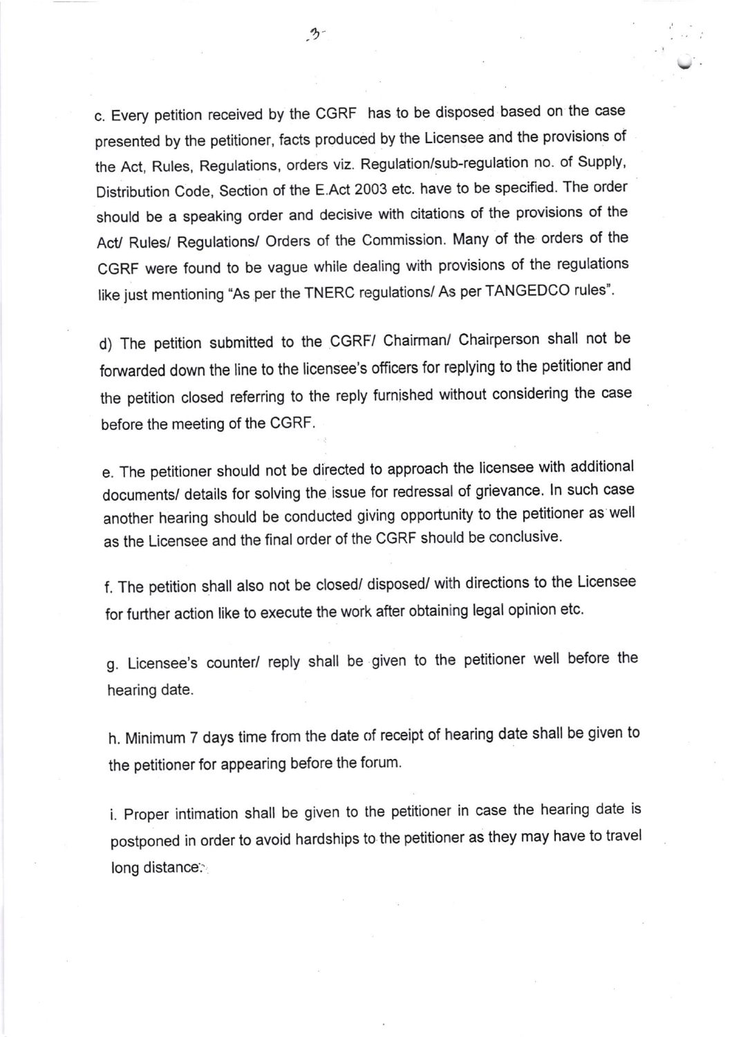c. Every petition received by the CGRF has to be disposed based on the case presented by the petitioner, facts produced by the Licensee and the provisions of the Act, Rules, Regulations, orders viz. Regulation/sub-regulation no. of Supply, Distribution Code, Section of the E.Act 2003 etc. have to be specified. The order should be a speaking order and decisive with citations of the provisions of the Act/ Rules/ Regulations/ Orders of the Commission. Many of the orders of the CGRF were found to be vague while dealing with provisions of the regulations like just mentioning "As per the TNERC regulations/ As per TANGEDCO rules".

d) The petition submitted to the CGRF/ Chairman/ Chairperson shall not be forwarded down the line to the licensee's officers for replying to the petitioner and the petition closed referring to the reply furnished without considering the case before the meeting of the CGRF.

e. The petitioner should not be directed to approach the licensee with additional documents/ details for solving the issue for redressal of grievance. In such case another hearing should be conducted giving opportunity to the petitioner as well as the Licensee and the final order of the CGRF should be conclusive.

f. The petition shall also not be closed/ disposed/ with directions to the Licensee for further action like to execute the work after obtaining legal opinion etc.

g. Licensee's counter/ reply shall be given to the petitioner well before the hearing date.

h. Minimum 7 days time from the date of receipt of hearing date shall be given to the petitioner for appearing before the forum.

i. Proper intimation shall be given to the petitioner in case the hearing date is postponed in order to avoid hardships to the petitioner as they may have to travel long distance.